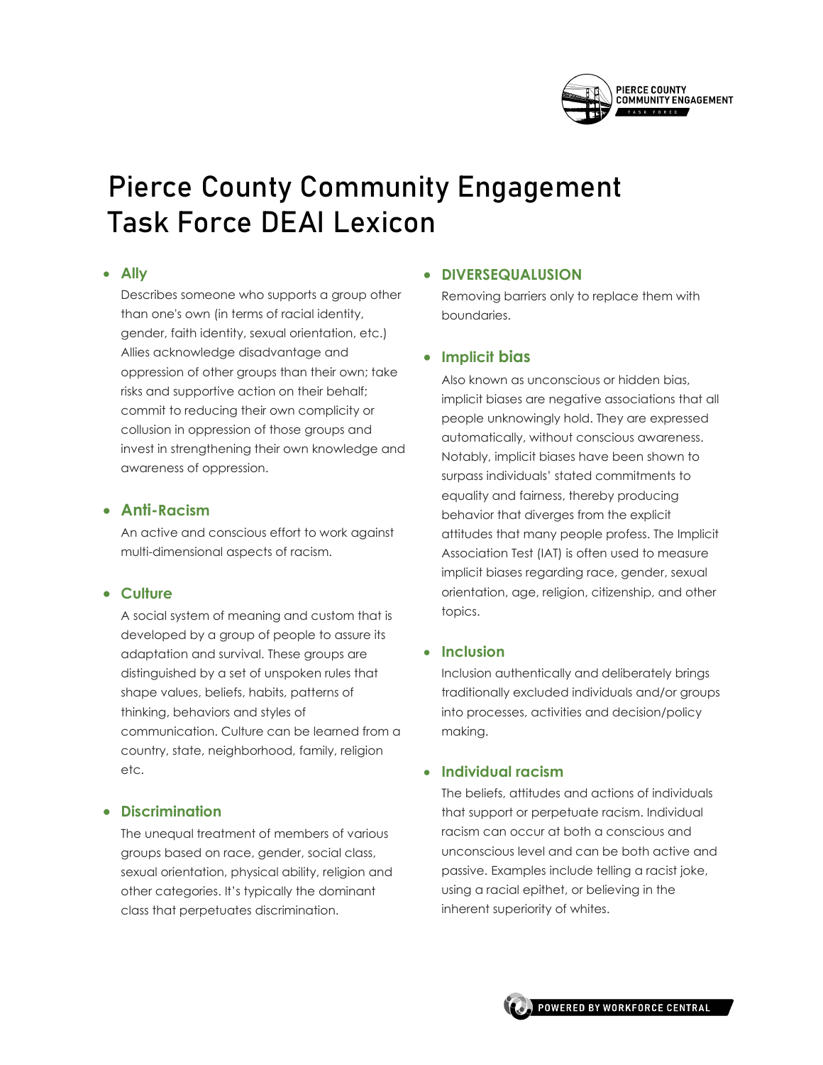# Pierce County Community Engagement Task Force DEAI Lexicon

- **Ally**

  Describes someone who supports a group other than one's own (in terms of racial identity, gender, faith identity, sexual orientation, etc.) Allies acknowledge disadvantage and oppression of other groups than their own; take risks and supportive action on their behalf; commit to reducing their own complicity or collusion in oppression of those groups and invest in strengthening their own knowledge and awareness of oppression.

- **Anti-Racism**

  An active and conscious effort to work against multi-dimensional aspects of racism.

- **Culture**

  A social system of meaning and custom that is developed by a group of people to assure its adaptation and survival. These groups are distinguished by a set of unspoken rules that shape values, beliefs, habits, patterns of thinking, behaviors and styles of communication. Culture can be learned from a country, state, neighborhood, family, religion etc.

- **Discrimination**

  The unequal treatment of members of various groups based on race, gender, social class, sexual orientation, physical ability, religion and other categories. It's typically the dominant class that perpetuates discrimination.

- **DIVERSEQUALUSION**

  Removing barriers only to replace them with boundaries.

- **Implicit bias**

  Also known as unconscious or hidden bias, implicit biases are negative associations that all people unknowingly hold. They are expressed automatically, without conscious awareness. Notably, implicit biases have been shown to surpass individuals' stated commitments to equality and fairness, thereby producing behavior that diverges from the explicit attitudes that many people profess. The Implicit Association Test (IAT) is often used to measure implicit biases regarding race, gender, sexual orientation, age, religion, citizenship, and other topics.

- **Inclusion**

  Inclusion authentically and deliberately brings traditionally excluded individuals and/or groups into processes, activities and decision/policy making.

- **Individual racism**

  The beliefs, attitudes and actions of individuals that support or perpetuate racism. Individual racism can occur at both a conscious and unconscious level and can be both active and passive. Examples include telling a racist joke, using a racial epithet, or believing in the inherent superiority of whites.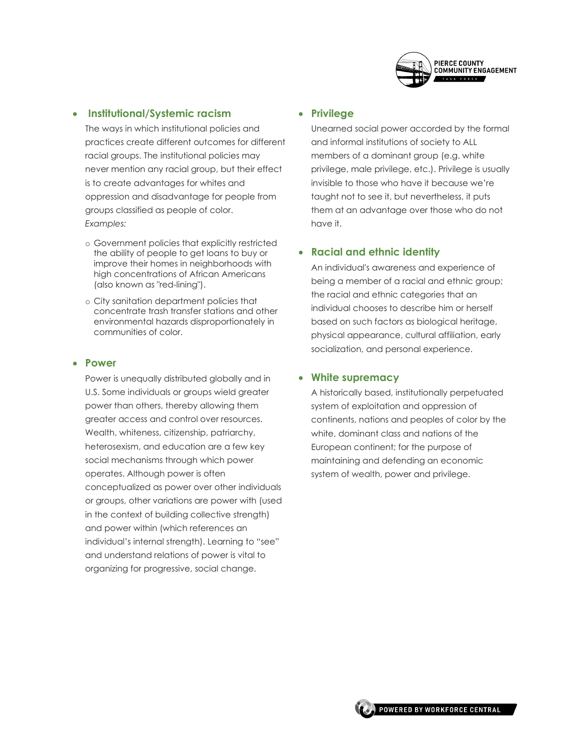- **Institutional/Systemic racism**

  The ways in which institutional policies and practices create different outcomes for different racial groups. The institutional policies may never mention any racial group, but their effect is to create advantages for whites and oppression and disadvantage for people from groups classified as people of color.
  *Examples:*

  - Government policies that explicitly restricted the ability of people to get loans to buy or improve their homes in neighborhoods with high concentrations of African Americans (also known as "red-lining").
  - City sanitation department policies that concentrate trash transfer stations and other environmental hazards disproportionately in communities of color.

- **Power**

  Power is unequally distributed globally and in U.S. Some individuals or groups wield greater power than others, thereby allowing them greater access and control over resources. Wealth, whiteness, citizenship, patriarchy, heterosexism, and education are a few key social mechanisms through which power operates. Although power is often conceptualized as power over other individuals or groups, other variations are power with (used in the context of building collective strength) and power within (which references an individual's internal strength). Learning to "see" and understand relations of power is vital to organizing for progressive, social change.

- **Privilege**

  Unearned social power accorded by the formal and informal institutions of society to ALL members of a dominant group (e.g. white privilege, male privilege, etc.). Privilege is usually invisible to those who have it because we're taught not to see it, but nevertheless, it puts them at an advantage over those who do not have it.

- **Racial and ethnic identity**

  An individual's awareness and experience of being a member of a racial and ethnic group; the racial and ethnic categories that an individual chooses to describe him or herself based on such factors as biological heritage, physical appearance, cultural affiliation, early socialization, and personal experience.

- **White supremacy**

  A historically based, institutionally perpetuated system of exploitation and oppression of continents, nations and peoples of color by the white, dominant class and nations of the European continent; for the purpose of maintaining and defending an economic system of wealth, power and privilege.